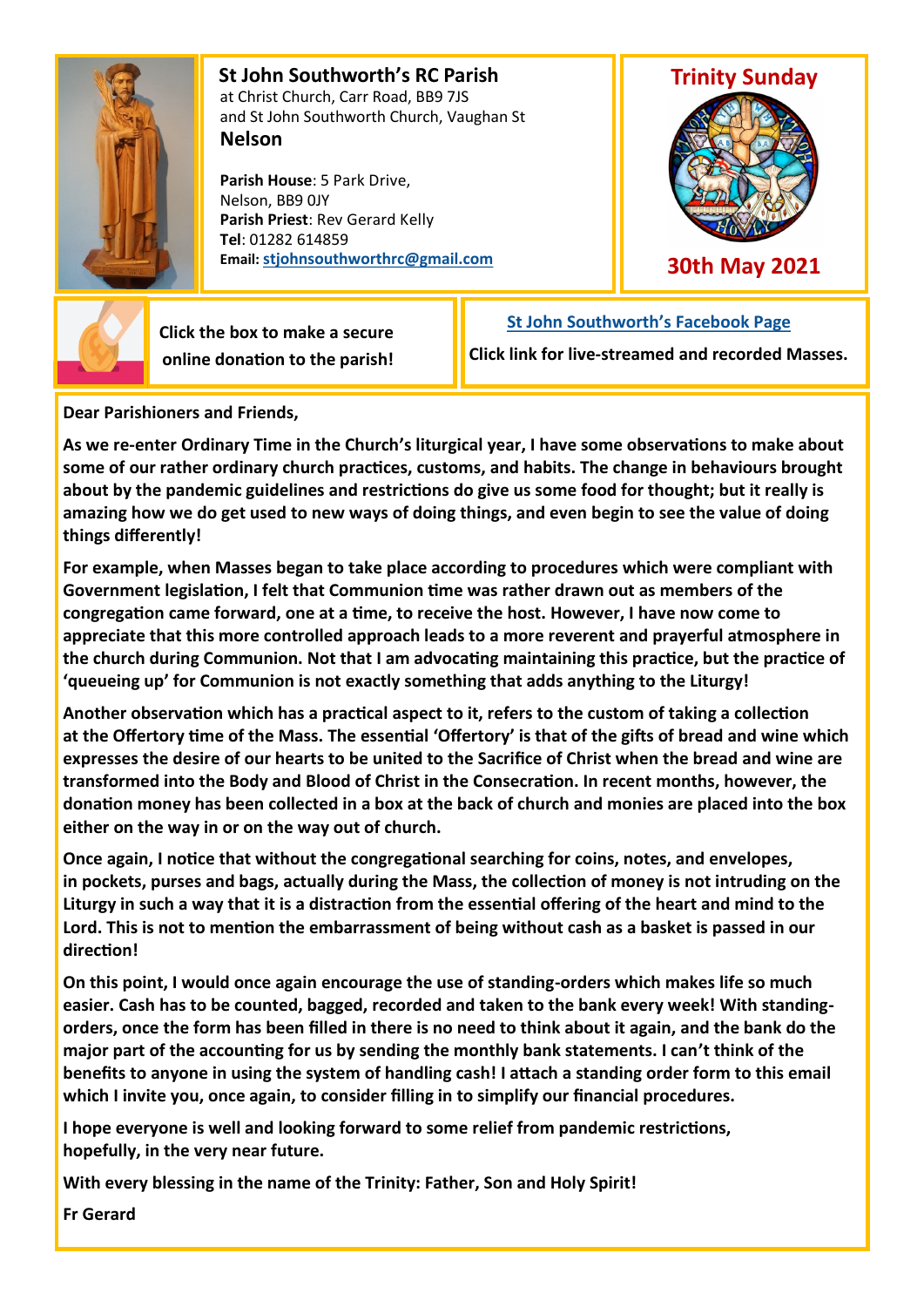## St John Southworth's RC Parish

at Christ Church, Carr Road, BB9 7JS
and St John Southworth Church, Vaughan St
**Nelson**

**Parish House**: 5 Park Drive, Nelson, BB9 0JY
**Parish Priest**: Rev Gerard Kelly
**Tel**: 01282 614859
**Email:** stjohnsouthworthrc@gmail.com

## Trinity Sunday

## 30th May 2021

Click the box to make a secure online donation to the parish!

St John Southworth's Facebook Page

Click link for live-streamed and recorded Masses.

**Dear Parishioners and Friends,**

**As we re-enter Ordinary Time in the Church's liturgical year, I have some observations to make about some of our rather ordinary church practices, customs, and habits. The change in behaviours brought about by the pandemic guidelines and restrictions do give us some food for thought; but it really is amazing how we do get used to new ways of doing things, and even begin to see the value of doing things differently!**

**For example, when Masses began to take place according to procedures which were compliant with Government legislation, I felt that Communion time was rather drawn out as members of the congregation came forward, one at a time, to receive the host. However, I have now come to appreciate that this more controlled approach leads to a more reverent and prayerful atmosphere in the church during Communion. Not that I am advocating maintaining this practice, but the practice of 'queueing up' for Communion is not exactly something that adds anything to the Liturgy!**

**Another observation which has a practical aspect to it, refers to the custom of taking a collection at the Offertory time of the Mass. The essential 'Offertory' is that of the gifts of bread and wine which expresses the desire of our hearts to be united to the Sacrifice of Christ when the bread and wine are transformed into the Body and Blood of Christ in the Consecration. In recent months, however, the donation money has been collected in a box at the back of church and monies are placed into the box either on the way in or on the way out of church.**

**Once again, I notice that without the congregational searching for coins, notes, and envelopes, in pockets, purses and bags, actually during the Mass, the collection of money is not intruding on the Liturgy in such a way that it is a distraction from the essential offering of the heart and mind to the Lord. This is not to mention the embarrassment of being without cash as a basket is passed in our direction!**

**On this point, I would once again encourage the use of standing-orders which makes life so much easier. Cash has to be counted, bagged, recorded and taken to the bank every week! With standing-orders, once the form has been filled in there is no need to think about it again, and the bank do the major part of the accounting for us by sending the monthly bank statements. I can't think of the benefits to anyone in using the system of handling cash! I attach a standing order form to this email which I invite you, once again, to consider filling in to simplify our financial procedures.**

**I hope everyone is well and looking forward to some relief from pandemic restrictions, hopefully, in the very near future.**

**With every blessing in the name of the Trinity: Father, Son and Holy Spirit!**

**Fr Gerard**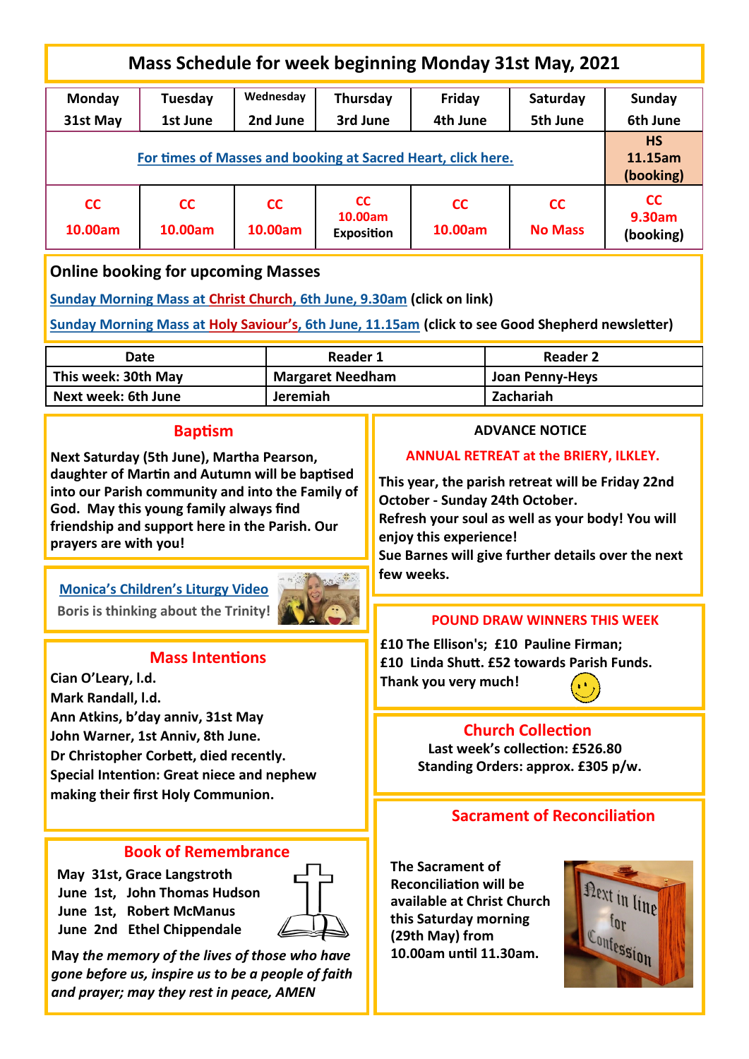## Mass Schedule for week beginning Monday 31st May, 2021

| Monday 31st May | Tuesday 1st June | Wednesday 2nd June | Thursday 3rd June | Friday 4th June | Saturday 5th June | Sunday 6th June |
|---|---|---|---|---|---|---|
| For times of Masses and booking at Sacred Heart, click here. | | | | | | HS 11.15am (booking) |
| CC 10.00am | CC 10.00am | CC 10.00am | CC 10.00am Exposition | CC 10.00am | CC No Mass | CC 9.30am (booking) |

### Online booking for upcoming Masses

Sunday Morning Mass at Christ Church, 6th June, 9.30am (click on link)

Sunday Morning Mass at Holy Saviour's, 6th June, 11.15am (click to see Good Shepherd newsletter)

| Date | Reader 1 | Reader 2 |
|---|---|---|
| This week: 30th May | Margaret Needham | Joan Penny-Heys |
| Next week: 6th June | Jeremiah | Zachariah |

### Baptism

**Next Saturday (5th June), Martha Pearson, daughter of Martin and Autumn will be baptised into our Parish community and into the Family of God. May this young family always find friendship and support here in the Parish. Our prayers are with you!**

### Monica's Children's Liturgy Video

Boris is thinking about the Trinity!

### Mass Intentions

Cian O'Leary, l.d.
Mark Randall, l.d.
Ann Atkins, b'day anniv, 31st May
John Warner, 1st Anniv, 8th June.
Dr Christopher Corbett, died recently.
Special Intention: Great niece and nephew making their first Holy Communion.

### Book of Remembrance

May 31st, Grace Langstroth
June 1st, John Thomas Hudson
June 1st, Robert McManus
June 2nd Ethel Chippendale

May *the memory of the lives of those who have gone before us, inspire us to be a people of faith and prayer; may they rest in peace, AMEN*

### ADVANCE NOTICE

#### ANNUAL RETREAT at the BRIERY, ILKLEY.

This year, the parish retreat will be Friday 22nd October - Sunday 24th October.
Refresh your soul as well as your body! You will enjoy this experience!
Sue Barnes will give further details over the next few weeks.

### POUND DRAW WINNERS THIS WEEK

£10 The Ellison's; £10 Pauline Firman; £10 Linda Shutt. £52 towards Parish Funds.
Thank you very much!

### Church Collection

Last week's collection: £526.80
Standing Orders: approx. £305 p/w.

### Sacrament of Reconciliation

The Sacrament of Reconciliation will be available at Christ Church this Saturday morning (29th May) from 10.00am until 11.30am.